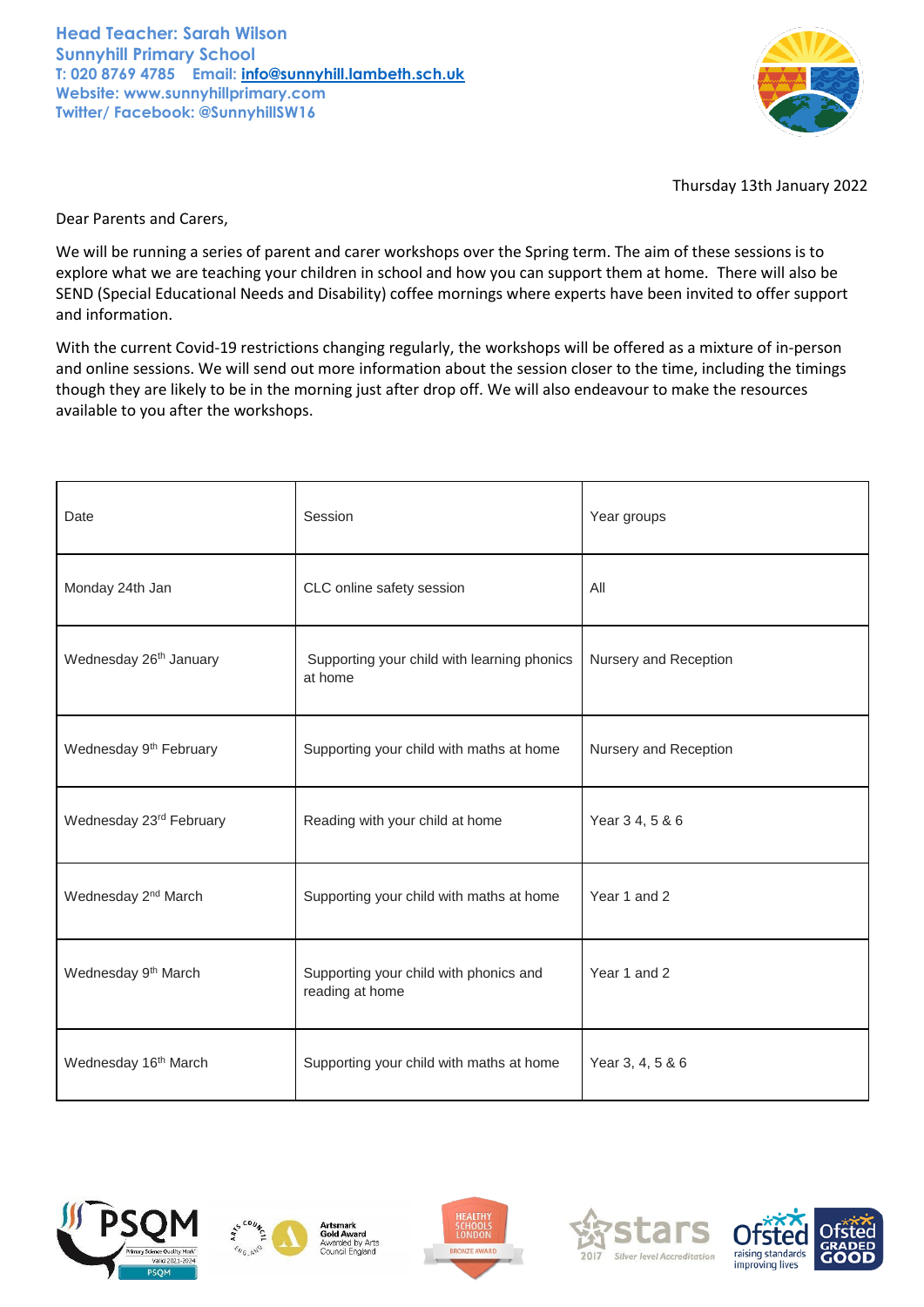**Head Teacher: Sarah Wilson**
**Sunnyhill Primary School**
**T: 020 8769 4785 Email: info@sunnyhill.lambeth.sch.uk**
**Website: www.sunnyhillprimary.com**
**Twitter/ Facebook: @SunnyhillSW16**

Thursday 13th January 2022

Dear Parents and Carers,

We will be running a series of parent and carer workshops over the Spring term. The aim of these sessions is to explore what we are teaching your children in school and how you can support them at home. There will also be SEND (Special Educational Needs and Disability) coffee mornings where experts have been invited to offer support and information.

With the current Covid-19 restrictions changing regularly, the workshops will be offered as a mixture of in-person and online sessions. We will send out more information about the session closer to the time, including the timings though they are likely to be in the morning just after drop off. We will also endeavour to make the resources available to you after the workshops.

| Date | Session | Year groups |
|---|---|---|
| Monday 24th Jan | CLC online safety session | All |
| Wednesday 26th January | Supporting your child with learning phonics at home | Nursery and Reception |
| Wednesday 9th February | Supporting your child with maths at home | Nursery and Reception |
| Wednesday 23rd February | Reading with your child at home | Year 3 4, 5 & 6 |
| Wednesday 2nd March | Supporting your child with maths at home | Year 1 and 2 |
| Wednesday 9th March | Supporting your child with phonics and reading at home | Year 1 and 2 |
| Wednesday 16th March | Supporting your child with maths at home | Year 3, 4, 5 & 6 |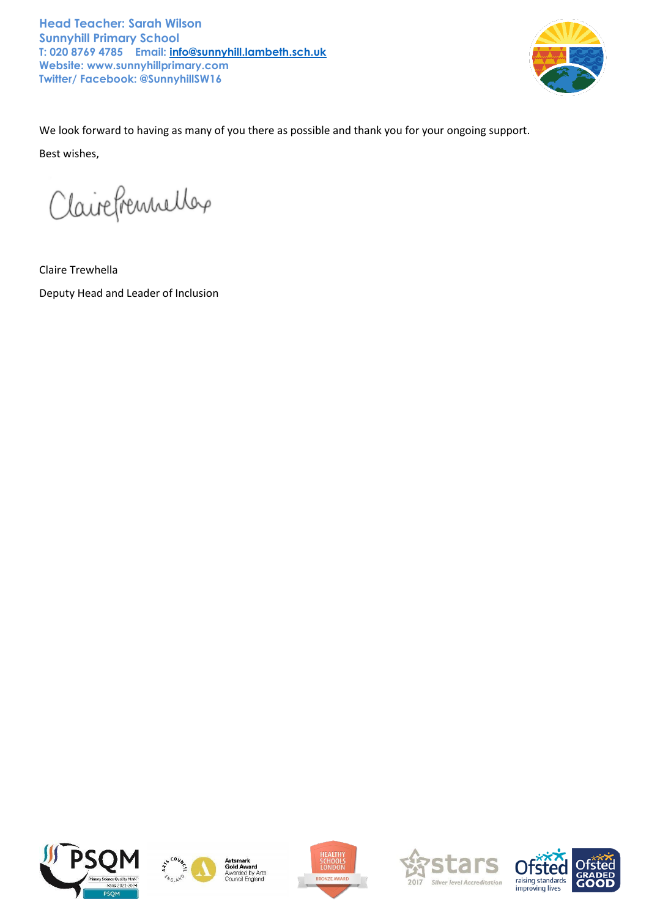Head Teacher: Sarah Wilson
Sunnyhill Primary School
T: 020 8769 4785 Email: info@sunnyhill.lambeth.sch.uk
Website: www.sunnyhillprimary.com
Twitter/ Facebook: @SunnyhillSW16

We look forward to having as many of you there as possible and thank you for your ongoing support.

Best wishes,

Claire Trewhella

Deputy Head and Leader of Inclusion